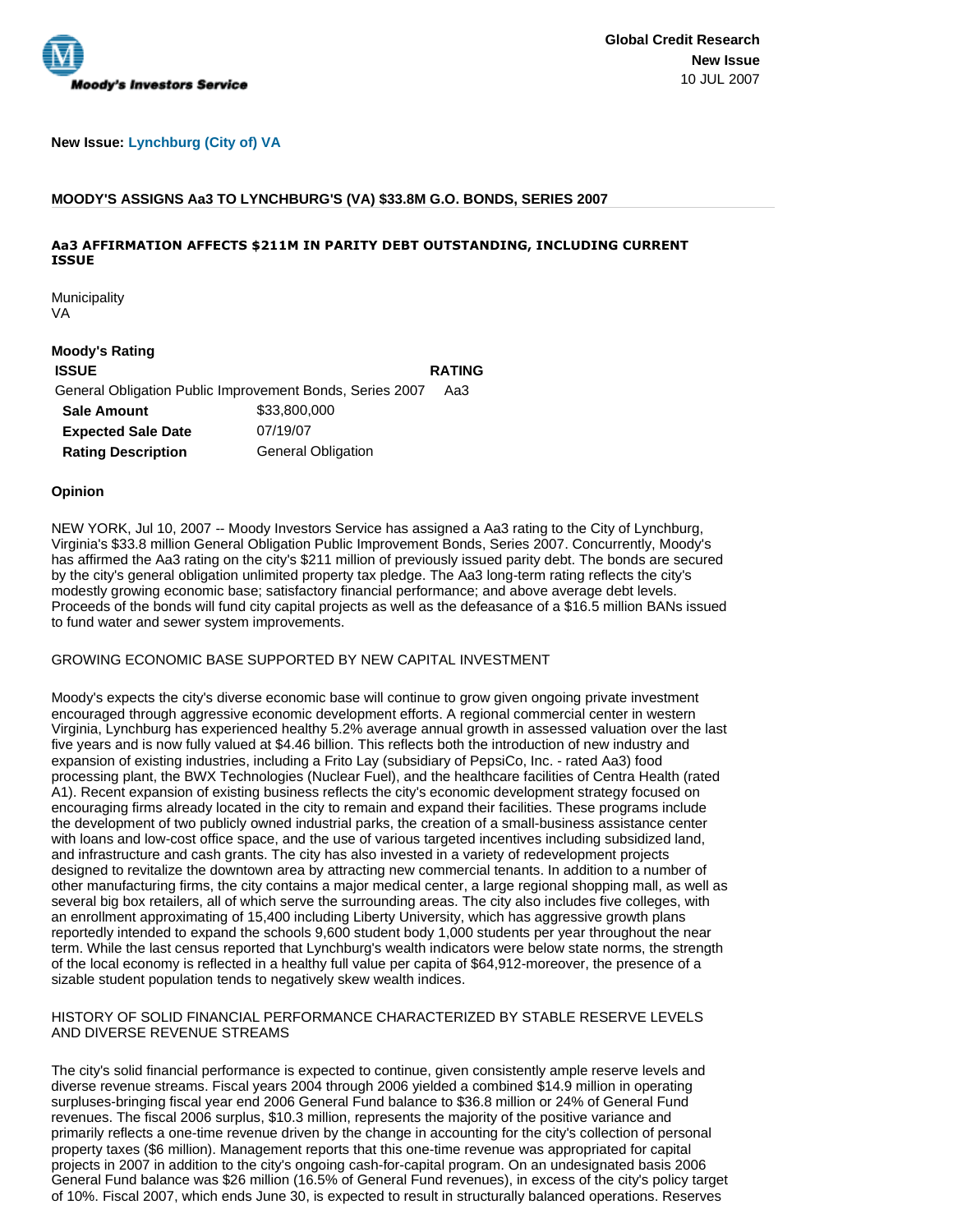Moody's Investors Service

**Global Credit Research**
**New Issue**
10 JUL 2007

**New Issue: Lynchburg (City of) VA**

## MOODY'S ASSIGNS Aa3 TO LYNCHBURG'S (VA) $33.8M G.O. BONDS, SERIES 2007

### Aa3 AFFIRMATION AFFECTS $211M IN PARITY DEBT OUTSTANDING, INCLUDING CURRENT ISSUE

Municipality
VA

**Moody's Rating**

| ISSUE | RATING |
| --- | --- |
| General Obligation Public Improvement Bonds, Series 2007 | Aa3 |

| | |
| --- | --- |
| **Sale Amount** | $33,800,000 |
| **Expected Sale Date** | 07/19/07 |
| **Rating Description** | General Obligation |

**Opinion**

NEW YORK, Jul 10, 2007 -- Moody Investors Service has assigned a Aa3 rating to the City of Lynchburg, Virginia's $33.8 million General Obligation Public Improvement Bonds, Series 2007. Concurrently, Moody's has affirmed the Aa3 rating on the city's $211 million of previously issued parity debt. The bonds are secured by the city's general obligation unlimited property tax pledge. The Aa3 long-term rating reflects the city's modestly growing economic base; satisfactory financial performance; and above average debt levels. Proceeds of the bonds will fund city capital projects as well as the defeasance of a $16.5 million BANs issued to fund water and sewer system improvements.

GROWING ECONOMIC BASE SUPPORTED BY NEW CAPITAL INVESTMENT

Moody's expects the city's diverse economic base will continue to grow given ongoing private investment encouraged through aggressive economic development efforts. A regional commercial center in western Virginia, Lynchburg has experienced healthy 5.2% average annual growth in assessed valuation over the last five years and is now fully valued at $4.46 billion. This reflects both the introduction of new industry and expansion of existing industries, including a Frito Lay (subsidiary of PepsiCo, Inc. - rated Aa3) food processing plant, the BWX Technologies (Nuclear Fuel), and the healthcare facilities of Centra Health (rated A1). Recent expansion of existing business reflects the city's economic development strategy focused on encouraging firms already located in the city to remain and expand their facilities. These programs include the development of two publicly owned industrial parks, the creation of a small-business assistance center with loans and low-cost office space, and the use of various targeted incentives including subsidized land, and infrastructure and cash grants. The city has also invested in a variety of redevelopment projects designed to revitalize the downtown area by attracting new commercial tenants. In addition to a number of other manufacturing firms, the city contains a major medical center, a large regional shopping mall, as well as several big box retailers, all of which serve the surrounding areas. The city also includes five colleges, with an enrollment approximating of 15,400 including Liberty University, which has aggressive growth plans reportedly intended to expand the schools 9,600 student body 1,000 students per year throughout the near term. While the last census reported that Lynchburg's wealth indicators were below state norms, the strength of the local economy is reflected in a healthy full value per capita of $64,912-moreover, the presence of a sizable student population tends to negatively skew wealth indices.

HISTORY OF SOLID FINANCIAL PERFORMANCE CHARACTERIZED BY STABLE RESERVE LEVELS AND DIVERSE REVENUE STREAMS

The city's solid financial performance is expected to continue, given consistently ample reserve levels and diverse revenue streams. Fiscal years 2004 through 2006 yielded a combined $14.9 million in operating surpluses-bringing fiscal year end 2006 General Fund balance to $36.8 million or 24% of General Fund revenues. The fiscal 2006 surplus, $10.3 million, represents the majority of the positive variance and primarily reflects a one-time revenue driven by the change in accounting for the city's collection of personal property taxes ($6 million). Management reports that this one-time revenue was appropriated for capital projects in 2007 in addition to the city's ongoing cash-for-capital program. On an undesignated basis 2006 General Fund balance was $26 million (16.5% of General Fund revenues), in excess of the city's policy target of 10%. Fiscal 2007, which ends June 30, is expected to result in structurally balanced operations. Reserves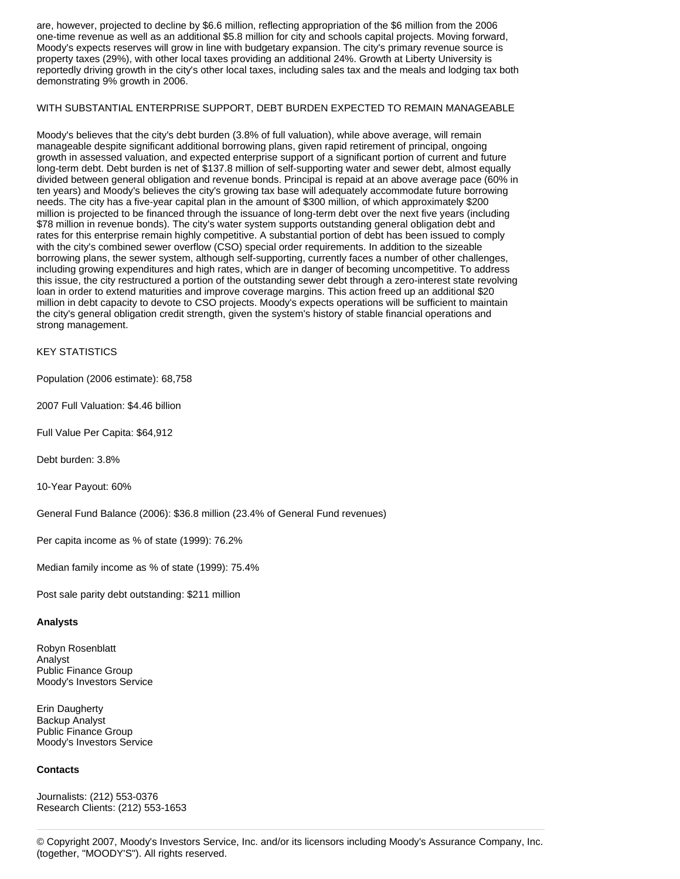are, however, projected to decline by $6.6 million, reflecting appropriation of the $6 million from the 2006 one-time revenue as well as an additional $5.8 million for city and schools capital projects. Moving forward, Moody's expects reserves will grow in line with budgetary expansion. The city's primary revenue source is property taxes (29%), with other local taxes providing an additional 24%. Growth at Liberty University is reportedly driving growth in the city's other local taxes, including sales tax and the meals and lodging tax both demonstrating 9% growth in 2006.

WITH SUBSTANTIAL ENTERPRISE SUPPORT, DEBT BURDEN EXPECTED TO REMAIN MANAGEABLE

Moody's believes that the city's debt burden (3.8% of full valuation), while above average, will remain manageable despite significant additional borrowing plans, given rapid retirement of principal, ongoing growth in assessed valuation, and expected enterprise support of a significant portion of current and future long-term debt. Debt burden is net of $137.8 million of self-supporting water and sewer debt, almost equally divided between general obligation and revenue bonds. Principal is repaid at an above average pace (60% in ten years) and Moody's believes the city's growing tax base will adequately accommodate future borrowing needs. The city has a five-year capital plan in the amount of $300 million, of which approximately $200 million is projected to be financed through the issuance of long-term debt over the next five years (including $78 million in revenue bonds). The city's water system supports outstanding general obligation debt and rates for this enterprise remain highly competitive. A substantial portion of debt has been issued to comply with the city's combined sewer overflow (CSO) special order requirements. In addition to the sizeable borrowing plans, the sewer system, although self-supporting, currently faces a number of other challenges, including growing expenditures and high rates, which are in danger of becoming uncompetitive. To address this issue, the city restructured a portion of the outstanding sewer debt through a zero-interest state revolving loan in order to extend maturities and improve coverage margins. This action freed up an additional $20 million in debt capacity to devote to CSO projects. Moody's expects operations will be sufficient to maintain the city's general obligation credit strength, given the system's history of stable financial operations and strong management.

KEY STATISTICS

Population (2006 estimate): 68,758

2007 Full Valuation: $4.46 billion

Full Value Per Capita: $64,912

Debt burden: 3.8%

10-Year Payout: 60%

General Fund Balance (2006): $36.8 million (23.4% of General Fund revenues)

Per capita income as % of state (1999): 76.2%

Median family income as % of state (1999): 75.4%

Post sale parity debt outstanding: $211 million

**Analysts**

Robyn Rosenblatt
Analyst
Public Finance Group
Moody's Investors Service

Erin Daugherty
Backup Analyst
Public Finance Group
Moody's Investors Service

**Contacts**

Journalists: (212) 553-0376
Research Clients: (212) 553-1653

© Copyright 2007, Moody's Investors Service, Inc. and/or its licensors including Moody's Assurance Company, Inc. (together, "MOODY'S"). All rights reserved.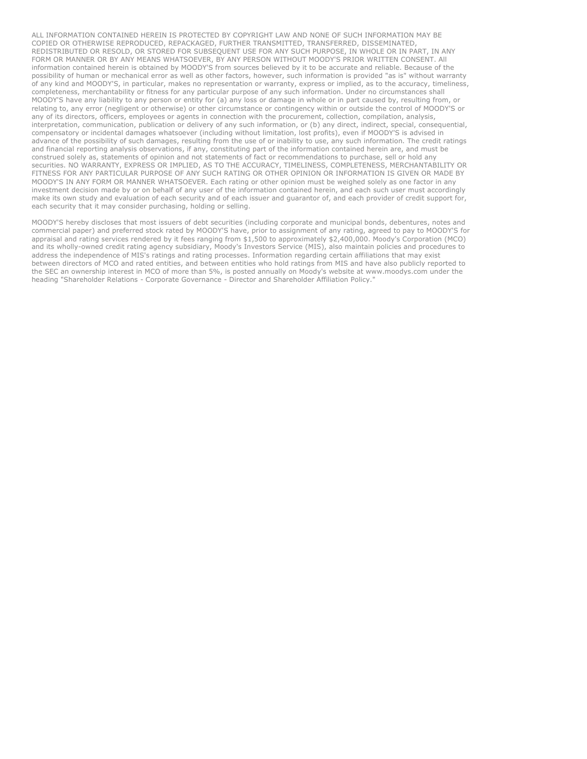ALL INFORMATION CONTAINED HEREIN IS PROTECTED BY COPYRIGHT LAW AND NONE OF SUCH INFORMATION MAY BE COPIED OR OTHERWISE REPRODUCED, REPACKAGED, FURTHER TRANSMITTED, TRANSFERRED, DISSEMINATED, REDISTRIBUTED OR RESOLD, OR STORED FOR SUBSEQUENT USE FOR ANY SUCH PURPOSE, IN WHOLE OR IN PART, IN ANY FORM OR MANNER OR BY ANY MEANS WHATSOEVER, BY ANY PERSON WITHOUT MOODY'S PRIOR WRITTEN CONSENT. All information contained herein is obtained by MOODY'S from sources believed by it to be accurate and reliable. Because of the possibility of human or mechanical error as well as other factors, however, such information is provided "as is" without warranty of any kind and MOODY'S, in particular, makes no representation or warranty, express or implied, as to the accuracy, timeliness, completeness, merchantability or fitness for any particular purpose of any such information. Under no circumstances shall MOODY'S have any liability to any person or entity for (a) any loss or damage in whole or in part caused by, resulting from, or relating to, any error (negligent or otherwise) or other circumstance or contingency within or outside the control of MOODY'S or any of its directors, officers, employees or agents in connection with the procurement, collection, compilation, analysis, interpretation, communication, publication or delivery of any such information, or (b) any direct, indirect, special, consequential, compensatory or incidental damages whatsoever (including without limitation, lost profits), even if MOODY'S is advised in advance of the possibility of such damages, resulting from the use of or inability to use, any such information. The credit ratings and financial reporting analysis observations, if any, constituting part of the information contained herein are, and must be construed solely as, statements of opinion and not statements of fact or recommendations to purchase, sell or hold any securities. NO WARRANTY, EXPRESS OR IMPLIED, AS TO THE ACCURACY, TIMELINESS, COMPLETENESS, MERCHANTABILITY OR FITNESS FOR ANY PARTICULAR PURPOSE OF ANY SUCH RATING OR OTHER OPINION OR INFORMATION IS GIVEN OR MADE BY MOODY'S IN ANY FORM OR MANNER WHATSOEVER. Each rating or other opinion must be weighed solely as one factor in any investment decision made by or on behalf of any user of the information contained herein, and each such user must accordingly make its own study and evaluation of each security and of each issuer and guarantor of, and each provider of credit support for, each security that it may consider purchasing, holding or selling.

MOODY'S hereby discloses that most issuers of debt securities (including corporate and municipal bonds, debentures, notes and commercial paper) and preferred stock rated by MOODY'S have, prior to assignment of any rating, agreed to pay to MOODY'S for appraisal and rating services rendered by it fees ranging from $1,500 to approximately $2,400,000. Moody's Corporation (MCO) and its wholly-owned credit rating agency subsidiary, Moody's Investors Service (MIS), also maintain policies and procedures to address the independence of MIS's ratings and rating processes. Information regarding certain affiliations that may exist between directors of MCO and rated entities, and between entities who hold ratings from MIS and have also publicly reported to the SEC an ownership interest in MCO of more than 5%, is posted annually on Moody's website at www.moodys.com under the heading "Shareholder Relations - Corporate Governance - Director and Shareholder Affiliation Policy."